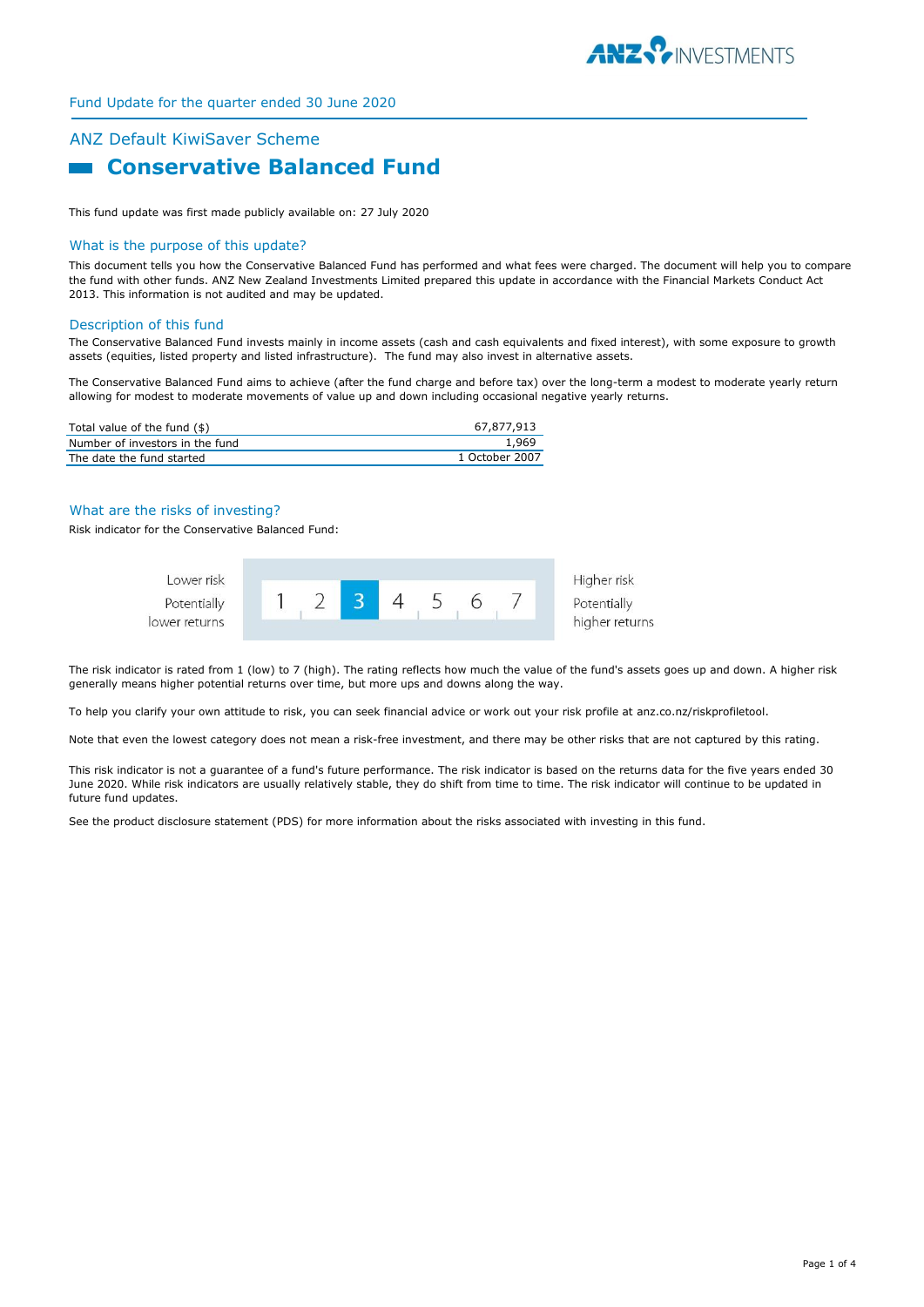Fund Update for the quarter ended 30 June 2020

## ANZ Default KiwiSaver Scheme

# Conservative Balanced Fund

This fund update was first made publicly available on: 27 July 2020

## What is the purpose of this update?

This document tells you how the Conservative Balanced Fund has performed and what fees were charged. The document will help you to compare the fund with other funds. ANZ New Zealand Investments Limited prepared this update in accordance with the Financial Markets Conduct Act 2013. This information is not audited and may be updated.

## Description of this fund

The Conservative Balanced Fund invests mainly in income assets (cash and cash equivalents and fixed interest), with some exposure to growth assets (equities, listed property and listed infrastructure). The fund may also invest in alternative assets.

The Conservative Balanced Fund aims to achieve (after the fund charge and before tax) over the long-term a modest to moderate yearly return allowing for modest to moderate movements of value up and down including occasional negative yearly returns.

| | |
|---|---|
| Total value of the fund ($) | 67,877,913 |
| Number of investors in the fund | 1,969 |
| The date the fund started | 1 October 2007 |

## What are the risks of investing?

Risk indicator for the Conservative Balanced Fund:

| Lower risk<br>Potentially lower returns | 1 | 2 | **3** | 4 | 5 | 6 | 7 | Higher risk<br>Potentially higher returns |
|---|---|---|---|---|---|---|---|---|

The risk indicator is rated from 1 (low) to 7 (high). The rating reflects how much the value of the fund's assets goes up and down. A higher risk generally means higher potential returns over time, but more ups and downs along the way.

To help you clarify your own attitude to risk, you can seek financial advice or work out your risk profile at anz.co.nz/riskprofiletool.

Note that even the lowest category does not mean a risk-free investment, and there may be other risks that are not captured by this rating.

This risk indicator is not a guarantee of a fund's future performance. The risk indicator is based on the returns data for the five years ended 30 June 2020. While risk indicators are usually relatively stable, they do shift from time to time. The risk indicator will continue to be updated in future fund updates.

See the product disclosure statement (PDS) for more information about the risks associated with investing in this fund.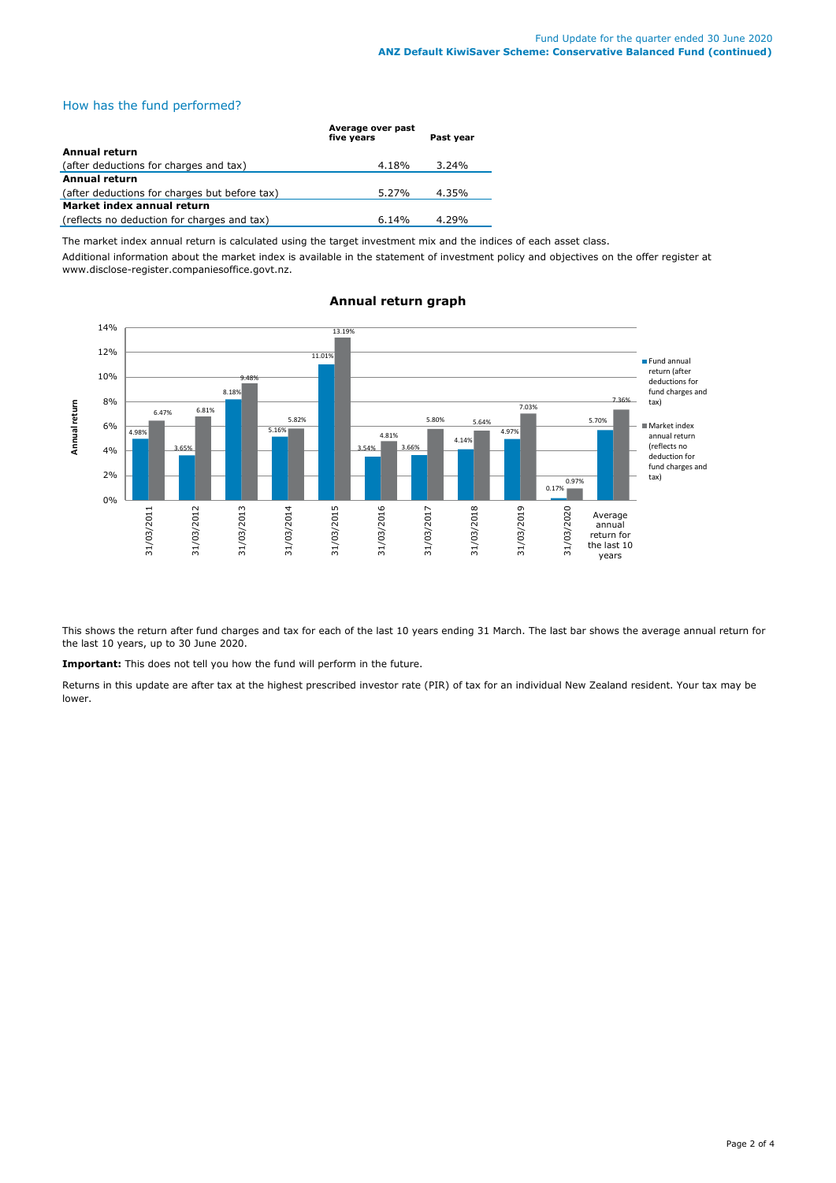## How has the fund performed?

| | Average over past five years | Past year |
|---|---|---|
| **Annual return** | | |
| (after deductions for charges and tax) | 4.18% | 3.24% |
| **Annual return** | | |
| (after deductions for charges but before tax) | 5.27% | 4.35% |
| **Market index annual return** | | |
| (reflects no deduction for charges and tax) | 6.14% | 4.29% |

The market index annual return is calculated using the target investment mix and the indices of each asset class.

Additional information about the market index is available in the statement of investment policy and objectives on the offer register at www.disclose-register.companiesoffice.govt.nz.

### Annual return graph

| | Fund annual return (after deductions for fund charges and tax) | Market index annual return (reflects no deduction for fund charges and tax) |
|---|---|---|
| 31/03/2011 | 4.98% | 6.47% |
| 31/03/2012 | 3.65% | 6.81% |
| 31/03/2013 | 8.18% | 9.48% |
| 31/03/2014 | 5.16% | 5.82% |
| 31/03/2015 | 11.01% | 13.19% |
| 31/03/2016 | 3.54% | 4.81% |
| 31/03/2017 | 3.66% | 5.80% |
| 31/03/2018 | 4.14% | 5.64% |
| 31/03/2019 | 4.97% | 7.03% |
| 31/03/2020 | 0.17% | 0.97% |
| Average annual return for the last 10 years | 5.70% | 7.36% |

This shows the return after fund charges and tax for each of the last 10 years ending 31 March. The last bar shows the average annual return for the last 10 years, up to 30 June 2020.

**Important:** This does not tell you how the fund will perform in the future.

Returns in this update are after tax at the highest prescribed investor rate (PIR) of tax for an individual New Zealand resident. Your tax may be lower.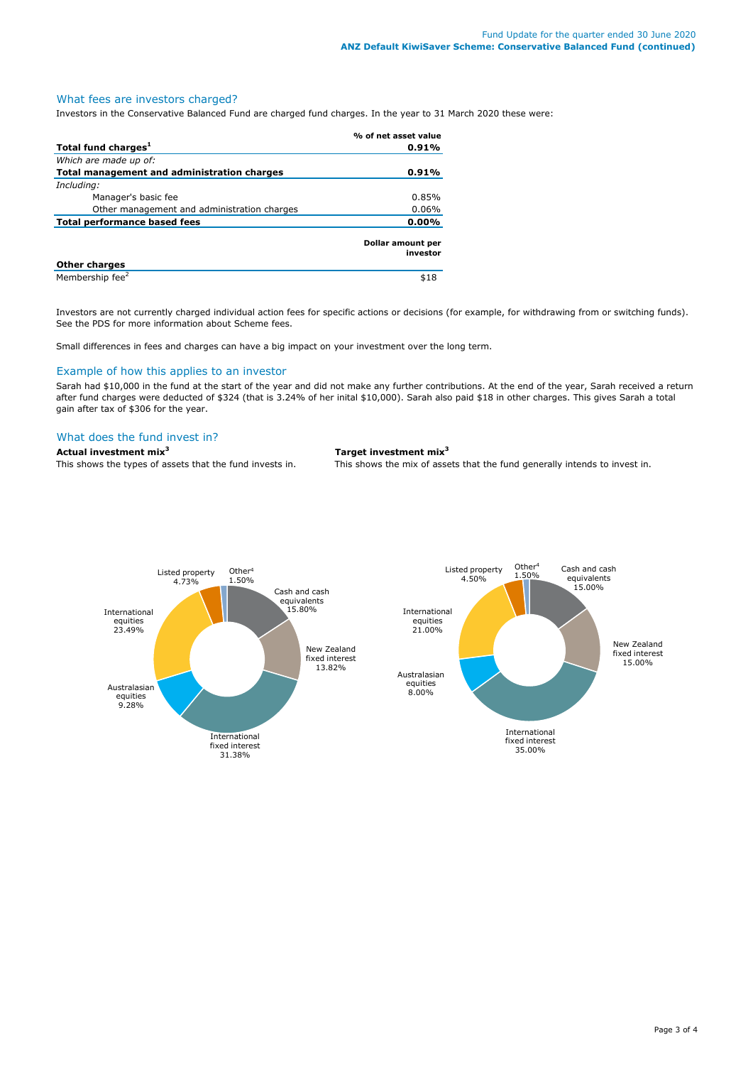## What fees are investors charged?

Investors in the Conservative Balanced Fund are charged fund charges. In the year to 31 March 2020 these were:

| | % of net asset value |
|---|---|
| **Total fund charges**[1] | **0.91%** |
| *Which are made up of:* | |
| **Total management and administration charges** | **0.91%** |
| *Including:* | |
| Manager's basic fee | 0.85% |
| Other management and administration charges | 0.06% |
| **Total performance based fees** | **0.00%** |
| | **Dollar amount per investor** |
| **Other charges** | |
| Membership fee[2] | $18 |

Investors are not currently charged individual action fees for specific actions or decisions (for example, for withdrawing from or switching funds). See the PDS for more information about Scheme fees.

Small differences in fees and charges can have a big impact on your investment over the long term.

## Example of how this applies to an investor

Sarah had $10,000 in the fund at the start of the year and did not make any further contributions. At the end of the year, Sarah received a return after fund charges were deducted of $324 (that is 3.24% of her inital $10,000). Sarah also paid $18 in other charges. This gives Sarah a total gain after tax of $306 for the year.

## What does the fund invest in?

**Actual investment mix**[3]

This shows the types of assets that the fund invests in.

| Asset type | % |
|---|---|
| Cash and cash equivalents | 15.80% |
| New Zealand fixed interest | 13.82% |
| International fixed interest | 31.38% |
| Australasian equities | 9.28% |
| International equities | 23.49% |
| Listed property | 4.73% |
| Other[4] | 1.50% |

**Target investment mix**[3]

This shows the mix of assets that the fund generally intends to invest in.

| Asset type | % |
|---|---|
| Cash and cash equivalents | 15.00% |
| New Zealand fixed interest | 15.00% |
| International fixed interest | 35.00% |
| Australasian equities | 8.00% |
| International equities | 21.00% |
| Listed property | 4.50% |
| Other[4] | 1.50% |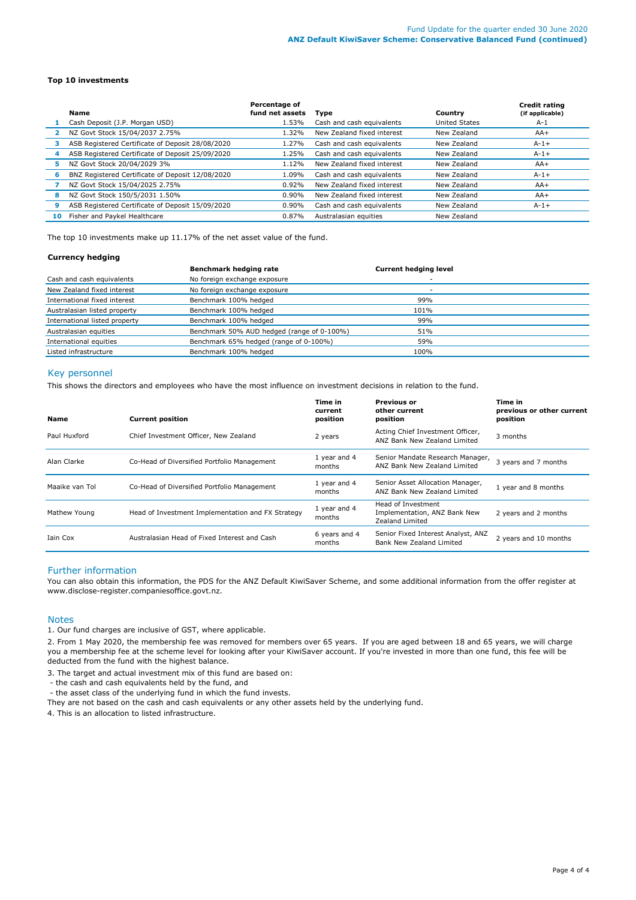### Top 10 investments

| | Name | Percentage of fund net assets | Type | Country | Credit rating (if applicable) |
|---|---|---|---|---|---|
| 1 | Cash Deposit (J.P. Morgan USD) | 1.53% | Cash and cash equivalents | United States | A-1 |
| 2 | NZ Govt Stock 15/04/2037 2.75% | 1.32% | New Zealand fixed interest | New Zealand | AA+ |
| 3 | ASB Registered Certificate of Deposit 28/08/2020 | 1.27% | Cash and cash equivalents | New Zealand | A-1+ |
| 4 | ASB Registered Certificate of Deposit 25/09/2020 | 1.25% | Cash and cash equivalents | New Zealand | A-1+ |
| 5 | NZ Govt Stock 20/04/2029 3% | 1.12% | New Zealand fixed interest | New Zealand | AA+ |
| 6 | BNZ Registered Certificate of Deposit 12/08/2020 | 1.09% | Cash and cash equivalents | New Zealand | A-1+ |
| 7 | NZ Govt Stock 15/04/2025 2.75% | 0.92% | New Zealand fixed interest | New Zealand | AA+ |
| 8 | NZ Govt Stock 150/5/2031 1.50% | 0.90% | New Zealand fixed interest | New Zealand | AA+ |
| 9 | ASB Registered Certificate of Deposit 15/09/2020 | 0.90% | Cash and cash equivalents | New Zealand | A-1+ |
| 10 | Fisher and Paykel Healthcare | 0.87% | Australasian equities | New Zealand | |

The top 10 investments make up 11.17% of the net asset value of the fund.

### Currency hedging

| | Benchmark hedging rate | Current hedging level |
|---|---|---|
| Cash and cash equivalents | No foreign exchange exposure | - |
| New Zealand fixed interest | No foreign exchange exposure | - |
| International fixed interest | Benchmark 100% hedged | 99% |
| Australasian listed property | Benchmark 100% hedged | 101% |
| International listed property | Benchmark 100% hedged | 99% |
| Australasian equities | Benchmark 50% AUD hedged (range of 0-100%) | 51% |
| International equities | Benchmark 65% hedged (range of 0-100%) | 59% |
| Listed infrastructure | Benchmark 100% hedged | 100% |

## Key personnel

This shows the directors and employees who have the most influence on investment decisions in relation to the fund.

| Name | Current position | Time in current position | Previous or other current position | Time in previous or other current position |
|---|---|---|---|---|
| Paul Huxford | Chief Investment Officer, New Zealand | 2 years | Acting Chief Investment Officer, ANZ Bank New Zealand Limited | 3 months |
| Alan Clarke | Co-Head of Diversified Portfolio Management | 1 year and 4 months | Senior Mandate Research Manager, ANZ Bank New Zealand Limited | 3 years and 7 months |
| Maaike van Tol | Co-Head of Diversified Portfolio Management | 1 year and 4 months | Senior Asset Allocation Manager, ANZ Bank New Zealand Limited | 1 year and 8 months |
| Mathew Young | Head of Investment Implementation and FX Strategy | 1 year and 4 months | Head of Investment Implementation, ANZ Bank New Zealand Limited | 2 years and 2 months |
| Iain Cox | Australasian Head of Fixed Interest and Cash | 6 years and 4 months | Senior Fixed Interest Analyst, ANZ Bank New Zealand Limited | 2 years and 10 months |

## Further information

You can also obtain this information, the PDS for the ANZ Default KiwiSaver Scheme, and some additional information from the offer register at www.disclose-register.companiesoffice.govt.nz.

## Notes

1. Our fund charges are inclusive of GST, where applicable.

2. From 1 May 2020, the membership fee was removed for members over 65 years. If you are aged between 18 and 65 years, we will charge you a membership fee at the scheme level for looking after your KiwiSaver account. If you're invested in more than one fund, this fee will be deducted from the fund with the highest balance.

3. The target and actual investment mix of this fund are based on:
- the cash and cash equivalents held by the fund, and
- the asset class of the underlying fund in which the fund invests.

They are not based on the cash and cash equivalents or any other assets held by the underlying fund.

4. This is an allocation to listed infrastructure.